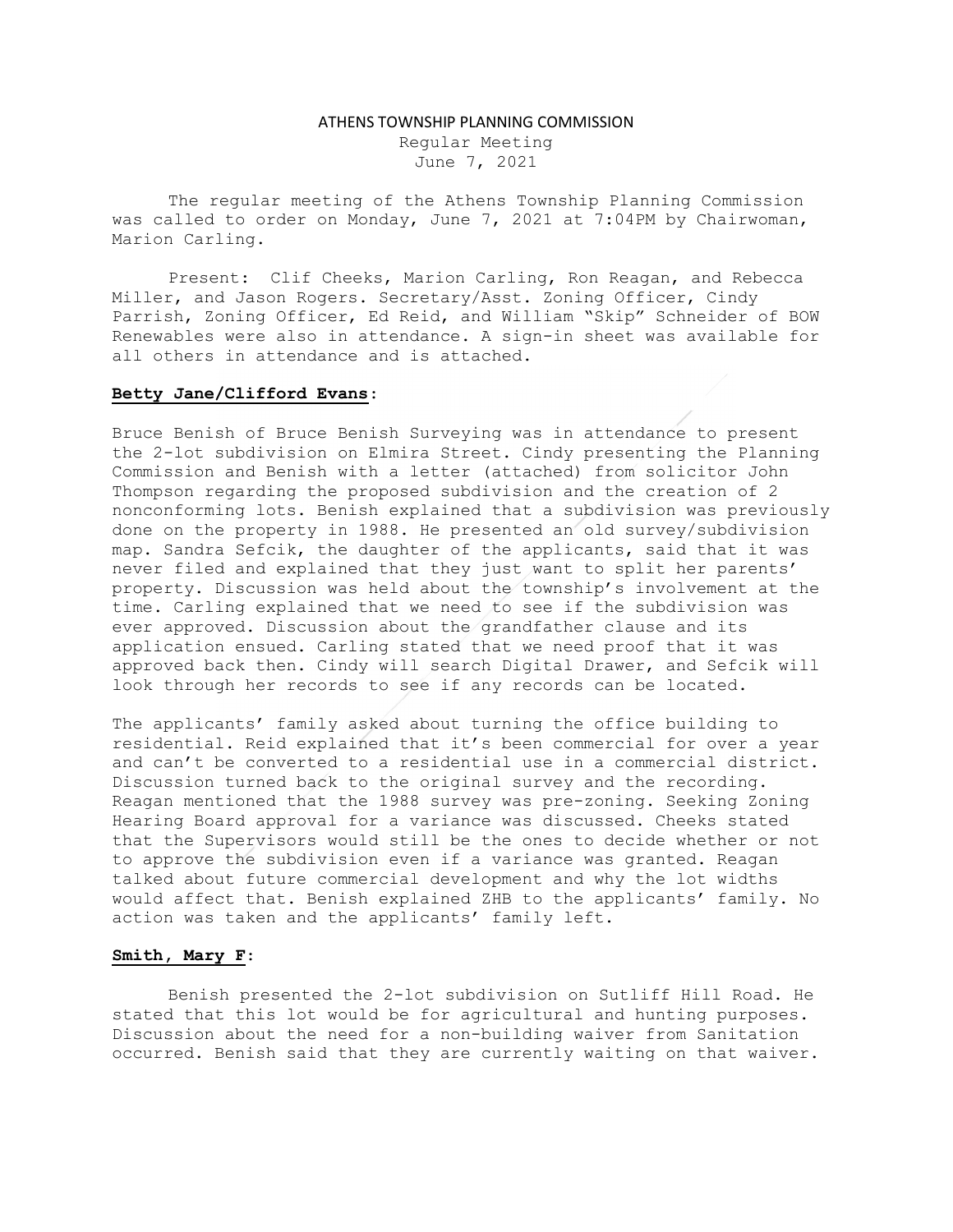# ATHENS TOWNSHIP PLANNING COMMISSION

Regular Meeting
June 7, 2021

The regular meeting of the Athens Township Planning Commission was called to order on Monday, June 7, 2021 at 7:04PM by Chairwoman, Marion Carling.

Present: Clif Cheeks, Marion Carling, Ron Reagan, and Rebecca Miller, and Jason Rogers. Secretary/Asst. Zoning Officer, Cindy Parrish, Zoning Officer, Ed Reid, and William "Skip" Schneider of BOW Renewables were also in attendance. A sign-in sheet was available for all others in attendance and is attached.

**Betty Jane/Clifford Evans:**

Bruce Benish of Bruce Benish Surveying was in attendance to present the 2-lot subdivision on Elmira Street. Cindy presenting the Planning Commission and Benish with a letter (attached) from solicitor John Thompson regarding the proposed subdivision and the creation of 2 nonconforming lots. Benish explained that a subdivision was previously done on the property in 1988. He presented an old survey/subdivision map. Sandra Sefcik, the daughter of the applicants, said that it was never filed and explained that they just want to split her parents' property. Discussion was held about the township's involvement at the time. Carling explained that we need to see if the subdivision was ever approved. Discussion about the grandfather clause and its application ensued. Carling stated that we need proof that it was approved back then. Cindy will search Digital Drawer, and Sefcik will look through her records to see if any records can be located.

The applicants' family asked about turning the office building to residential. Reid explained that it's been commercial for over a year and can't be converted to a residential use in a commercial district. Discussion turned back to the original survey and the recording. Reagan mentioned that the 1988 survey was pre-zoning. Seeking Zoning Hearing Board approval for a variance was discussed. Cheeks stated that the Supervisors would still be the ones to decide whether or not to approve the subdivision even if a variance was granted. Reagan talked about future commercial development and why the lot widths would affect that. Benish explained ZHB to the applicants' family. No action was taken and the applicants' family left.

**Smith, Mary F:**

Benish presented the 2-lot subdivision on Sutliff Hill Road. He stated that this lot would be for agricultural and hunting purposes. Discussion about the need for a non-building waiver from Sanitation occurred. Benish said that they are currently waiting on that waiver.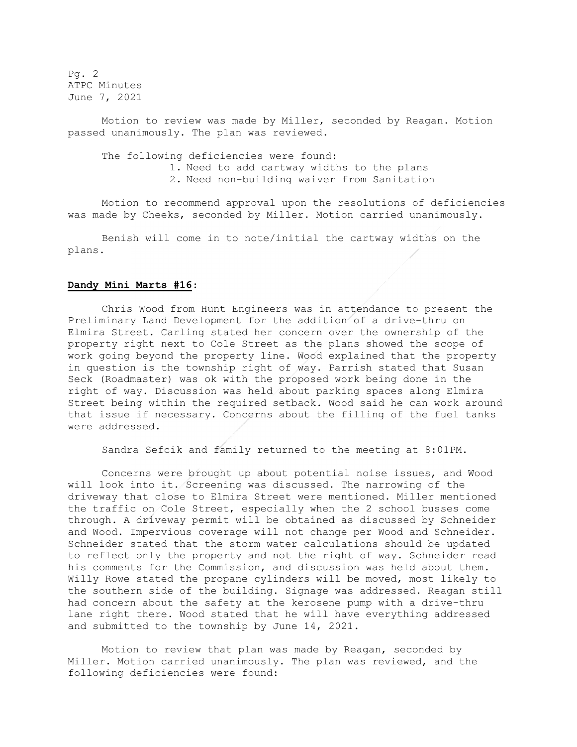Motion to review was made by Miller, seconded by Reagan. Motion passed unanimously. The plan was reviewed.

The following deficiencies were found:

1. Need to add cartway widths to the plans
2. Need non-building waiver from Sanitation

Motion to recommend approval upon the resolutions of deficiencies was made by Cheeks, seconded by Miller. Motion carried unanimously.

Benish will come in to note/initial the cartway widths on the plans.

**Dandy Mini Marts #16:**

Chris Wood from Hunt Engineers was in attendance to present the Preliminary Land Development for the addition of a drive-thru on Elmira Street. Carling stated her concern over the ownership of the property right next to Cole Street as the plans showed the scope of work going beyond the property line. Wood explained that the property in question is the township right of way. Parrish stated that Susan Seck (Roadmaster) was ok with the proposed work being done in the right of way. Discussion was held about parking spaces along Elmira Street being within the required setback. Wood said he can work around that issue if necessary. Concerns about the filling of the fuel tanks were addressed.

Sandra Sefcik and family returned to the meeting at 8:01PM.

Concerns were brought up about potential noise issues, and Wood will look into it. Screening was discussed. The narrowing of the driveway that close to Elmira Street were mentioned. Miller mentioned the traffic on Cole Street, especially when the 2 school busses come through. A driveway permit will be obtained as discussed by Schneider and Wood. Impervious coverage will not change per Wood and Schneider. Schneider stated that the storm water calculations should be updated to reflect only the property and not the right of way. Schneider read his comments for the Commission, and discussion was held about them. Willy Rowe stated the propane cylinders will be moved, most likely to the southern side of the building. Signage was addressed. Reagan still had concern about the safety at the kerosene pump with a drive-thru lane right there. Wood stated that he will have everything addressed and submitted to the township by June 14, 2021.

Motion to review that plan was made by Reagan, seconded by Miller. Motion carried unanimously. The plan was reviewed, and the following deficiencies were found: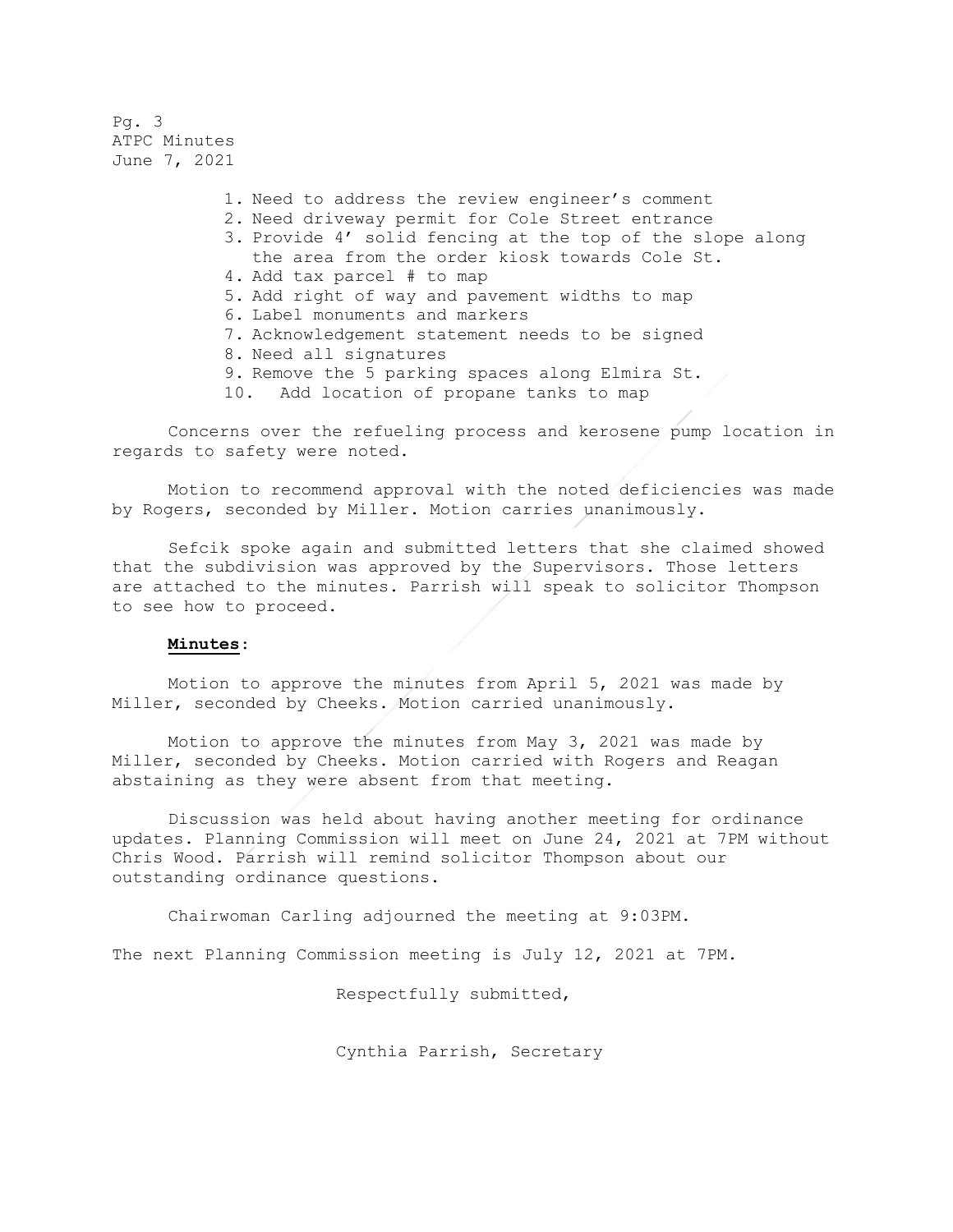1. Need to address the review engineer's comment
2. Need driveway permit for Cole Street entrance
3. Provide 4' solid fencing at the top of the slope along the area from the order kiosk towards Cole St.
4. Add tax parcel # to map
5. Add right of way and pavement widths to map
6. Label monuments and markers
7. Acknowledgement statement needs to be signed
8. Need all signatures
9. Remove the 5 parking spaces along Elmira St.
10. Add location of propane tanks to map

Concerns over the refueling process and kerosene pump location in regards to safety were noted.

Motion to recommend approval with the noted deficiencies was made by Rogers, seconded by Miller. Motion carries unanimously.

Sefcik spoke again and submitted letters that she claimed showed that the subdivision was approved by the Supervisors. Those letters are attached to the minutes. Parrish will speak to solicitor Thompson to see how to proceed.

**Minutes**:

Motion to approve the minutes from April 5, 2021 was made by Miller, seconded by Cheeks. Motion carried unanimously.

Motion to approve the minutes from May 3, 2021 was made by Miller, seconded by Cheeks. Motion carried with Rogers and Reagan abstaining as they were absent from that meeting.

Discussion was held about having another meeting for ordinance updates. Planning Commission will meet on June 24, 2021 at 7PM without Chris Wood. Parrish will remind solicitor Thompson about our outstanding ordinance questions.

Chairwoman Carling adjourned the meeting at 9:03PM.

The next Planning Commission meeting is July 12, 2021 at 7PM.

Respectfully submitted,

Cynthia Parrish, Secretary